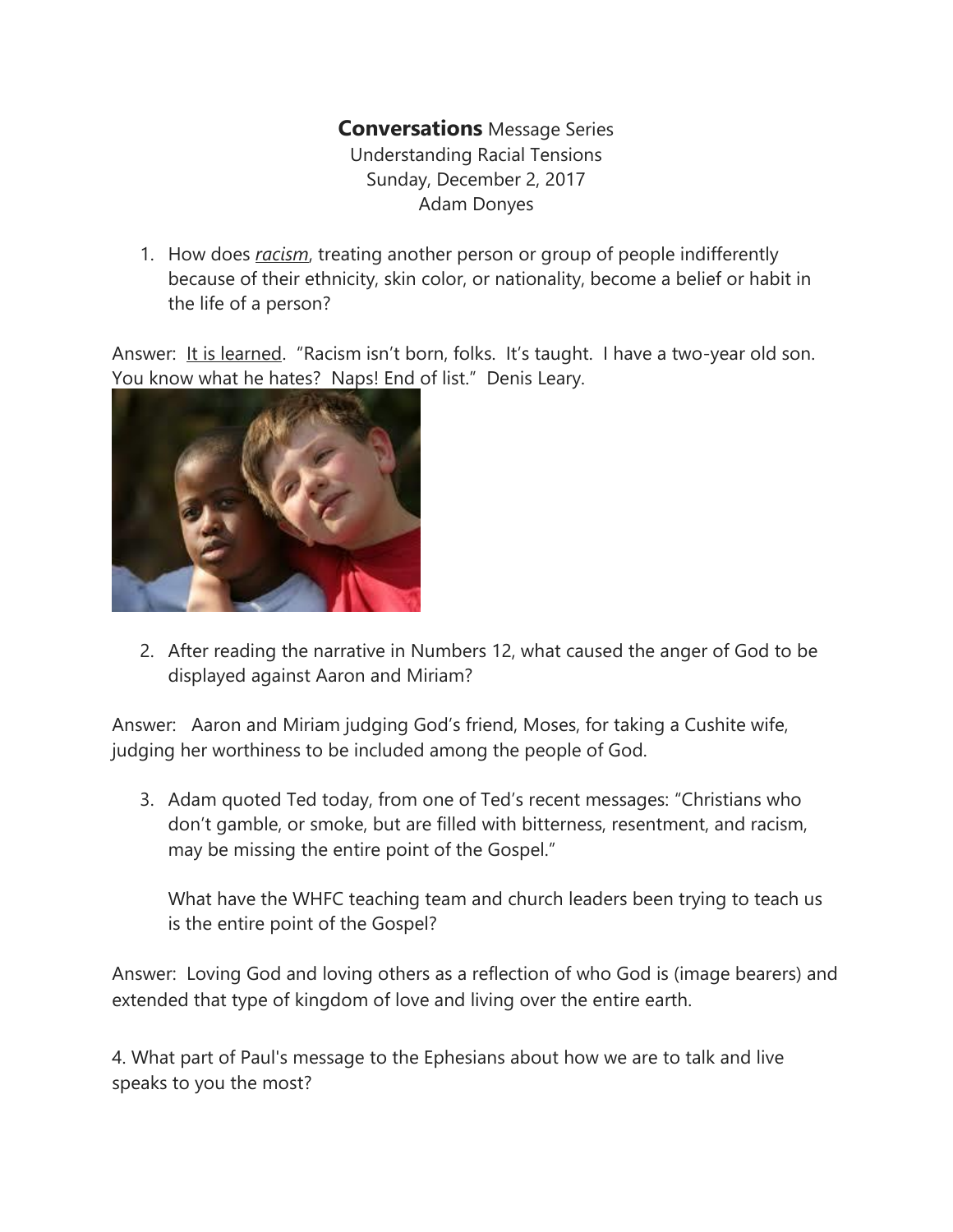**Conversations** Message Series
Understanding Racial Tensions
Sunday, December 2, 2017
Adam Donyes

1. How does *racism*, treating another person or group of people indifferently because of their ethnicity, skin color, or nationality, become a belief or habit in the life of a person?

Answer: It is learned. "Racism isn't born, folks. It's taught. I have a two-year old son. You know what he hates? Naps! End of list." Denis Leary.

2. After reading the narrative in Numbers 12, what caused the anger of God to be displayed against Aaron and Miriam?

Answer: Aaron and Miriam judging God's friend, Moses, for taking a Cushite wife, judging her worthiness to be included among the people of God.

3. Adam quoted Ted today, from one of Ted's recent messages: "Christians who don't gamble, or smoke, but are filled with bitterness, resentment, and racism, may be missing the entire point of the Gospel."

   What have the WHFC teaching team and church leaders been trying to teach us is the entire point of the Gospel?

Answer: Loving God and loving others as a reflection of who God is (image bearers) and extended that type of kingdom of love and living over the entire earth.

4. What part of Paul's message to the Ephesians about how we are to talk and live speaks to you the most?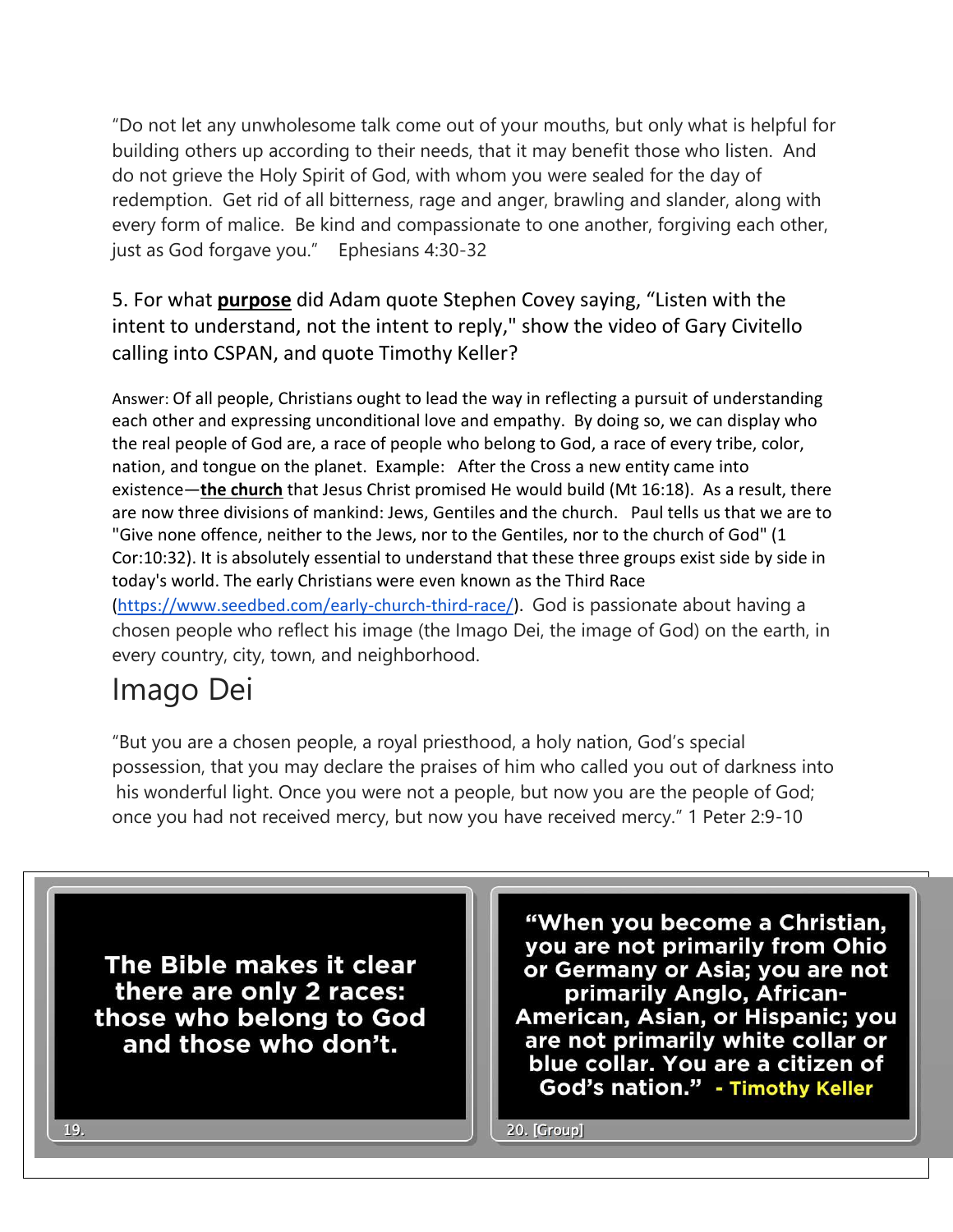"Do not let any unwholesome talk come out of your mouths, but only what is helpful for building others up according to their needs, that it may benefit those who listen. And do not grieve the Holy Spirit of God, with whom you were sealed for the day of redemption. Get rid of all bitterness, rage and anger, brawling and slander, along with every form of malice. Be kind and compassionate to one another, forgiving each other, just as God forgave you." Ephesians 4:30-32

5. For what **purpose** did Adam quote Stephen Covey saying, "Listen with the intent to understand, not the intent to reply," show the video of Gary Civitello calling into CSPAN, and quote Timothy Keller?

Answer: Of all people, Christians ought to lead the way in reflecting a pursuit of understanding each other and expressing unconditional love and empathy. By doing so, we can display who the real people of God are, a race of people who belong to God, a race of every tribe, color, nation, and tongue on the planet. Example: After the Cross a new entity came into existence—**the church** that Jesus Christ promised He would build (Mt 16:18). As a result, there are now three divisions of mankind: Jews, Gentiles and the church. Paul tells us that we are to "Give none offence, neither to the Jews, nor to the Gentiles, nor to the church of God" (1 Cor:10:32). It is absolutely essential to understand that these three groups exist side by side in today's world. The early Christians were even known as the Third Race (https://www.seedbed.com/early-church-third-race/). God is passionate about having a chosen people who reflect his image (the Imago Dei, the image of God) on the earth, in every country, city, town, and neighborhood.

# Imago Dei

"But you are a chosen people, a royal priesthood, a holy nation, God's special possession, that you may declare the praises of him who called you out of darkness into his wonderful light. Once you were not a people, but now you are the people of God; once you had not received mercy, but now you have received mercy." 1 Peter 2:9-10

**The Bible makes it clear there are only 2 races: those who belong to God and those who don't.**

19.

**"When you become a Christian, you are not primarily from Ohio or Germany or Asia; you are not primarily Anglo, African-American, Asian, or Hispanic; you are not primarily white collar or blue collar. You are a citizen of God's nation." - Timothy Keller**

20. [Group]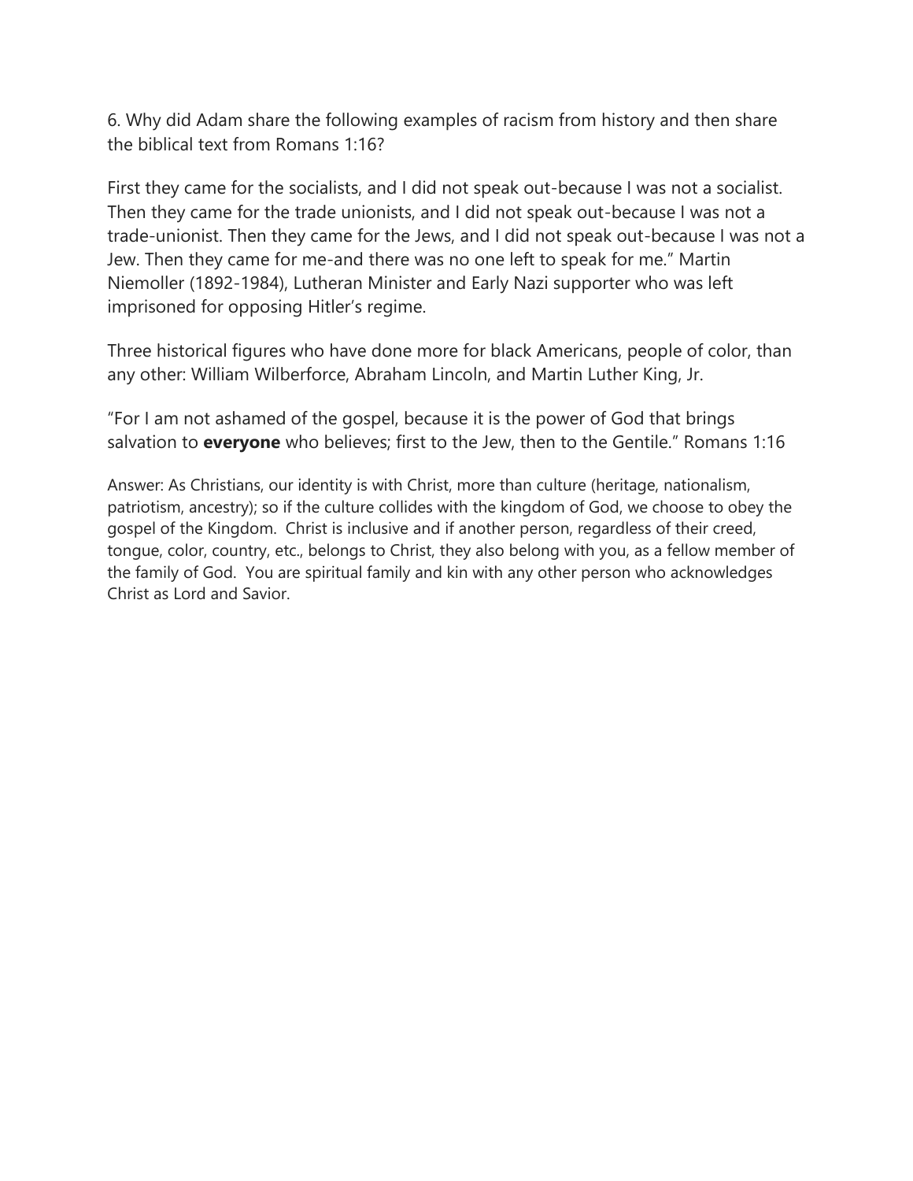6. Why did Adam share the following examples of racism from history and then share the biblical text from Romans 1:16?

First they came for the socialists, and I did not speak out-because I was not a socialist. Then they came for the trade unionists, and I did not speak out-because I was not a trade-unionist. Then they came for the Jews, and I did not speak out-because I was not a Jew. Then they came for me-and there was no one left to speak for me." Martin Niemoller (1892-1984), Lutheran Minister and Early Nazi supporter who was left imprisoned for opposing Hitler's regime.

Three historical figures who have done more for black Americans, people of color, than any other: William Wilberforce, Abraham Lincoln, and Martin Luther King, Jr.

"For I am not ashamed of the gospel, because it is the power of God that brings salvation to **everyone** who believes; first to the Jew, then to the Gentile." Romans 1:16

Answer: As Christians, our identity is with Christ, more than culture (heritage, nationalism, patriotism, ancestry); so if the culture collides with the kingdom of God, we choose to obey the gospel of the Kingdom. Christ is inclusive and if another person, regardless of their creed, tongue, color, country, etc., belongs to Christ, they also belong with you, as a fellow member of the family of God. You are spiritual family and kin with any other person who acknowledges Christ as Lord and Savior.